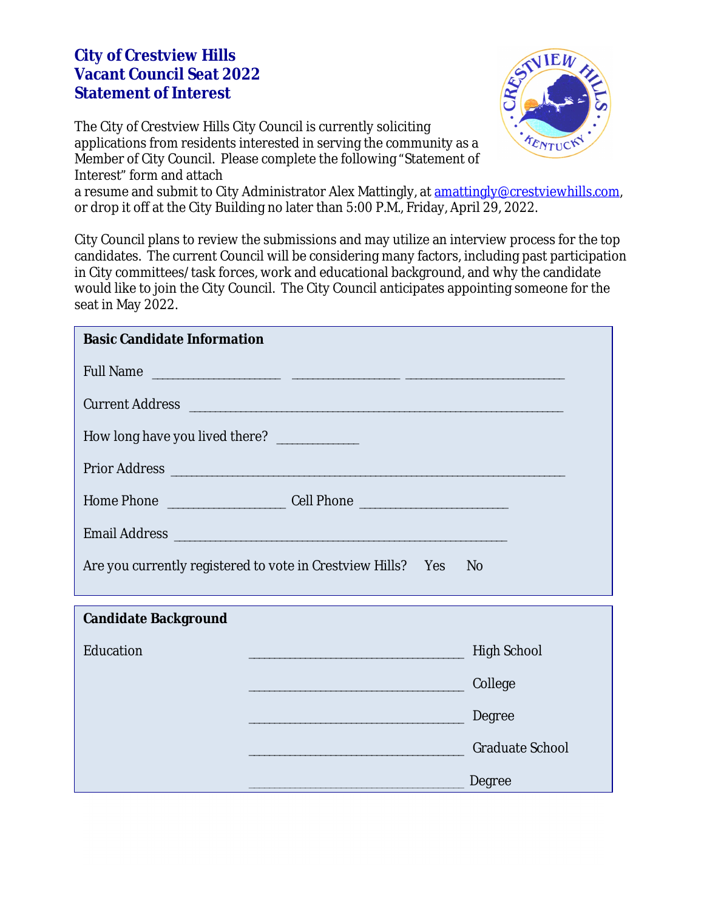# City of Crestview Hills
# Vacant Council Seat 2022
# Statement of Interest

The City of Crestview Hills City Council is currently soliciting applications from residents interested in serving the community as a Member of City Council. Please complete the following "Statement of Interest" form and attach a resume and submit to City Administrator Alex Mattingly, at amattingly@crestviewhills.com, or drop it off at the City Building no later than 5:00 P.M., Friday, April 29, 2022.

City Council plans to review the submissions and may utilize an interview process for the top candidates. The current Council will be considering many factors, including past participation in City committees/task forces, work and educational background, and why the candidate would like to join the City Council. The City Council anticipates appointing someone for the seat in May 2022.

## Basic Candidate Information

Full Name ____________________ ________________ ________________________

Current Address ________________________________________________________

How long have you lived there? ____________

Prior Address __________________________________________________________

Home Phone __________________ Cell Phone ______________________

Email Address ___________________________________________________

Are you currently registered to vote in Crestview Hills? Yes No

## Candidate Background

Education

________________________________ High School

________________________________ College

________________________________ Degree

________________________________ Graduate School

________________________________ Degree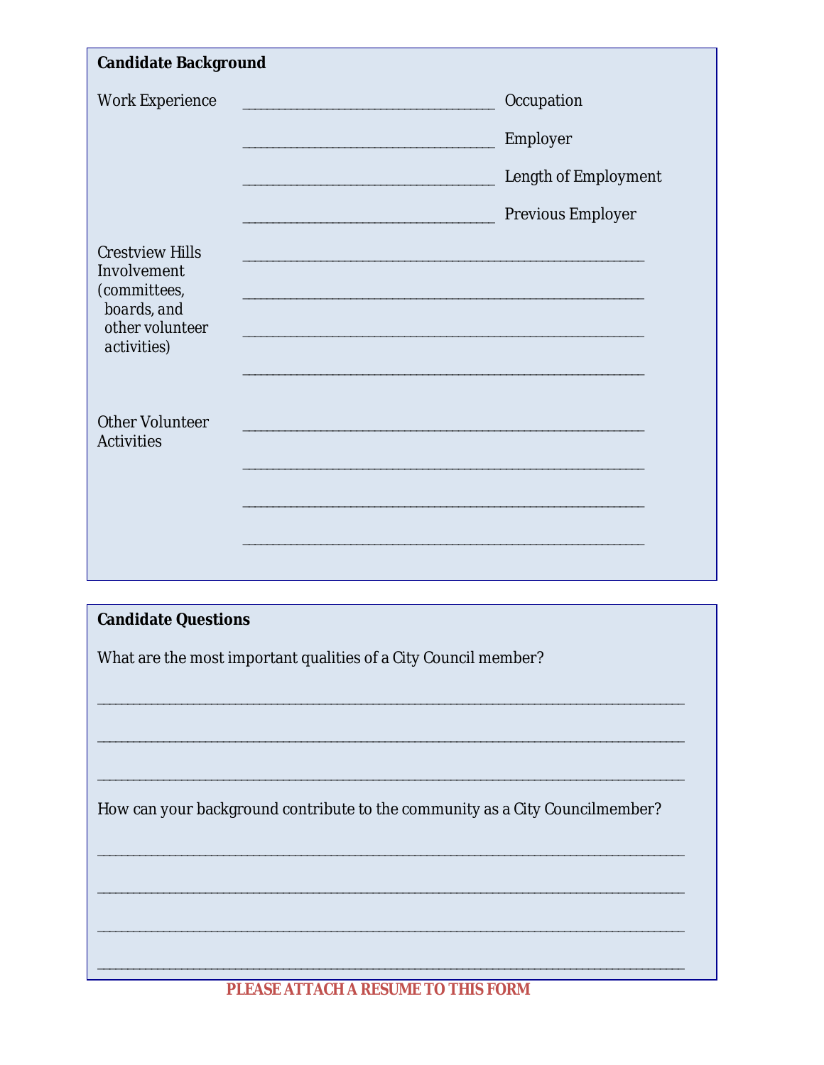**Candidate Background**

Work Experience

_________________________________ Occupation

_________________________________ Employer

_________________________________ Length of Employment

_________________________________ Previous Employer

Crestview Hills Involvement (committees, boards, and other volunteer activities)

_____________________________________________________

_____________________________________________________

_____________________________________________________

_____________________________________________________

Other Volunteer Activities

_____________________________________________________

_____________________________________________________

_____________________________________________________

_____________________________________________________

**Candidate Questions**

What are the most important qualities of a City Council member?

______________________________________________________________________________

______________________________________________________________________________

______________________________________________________________________________

How can your background contribute to the community as a City Councilmember?

______________________________________________________________________________

______________________________________________________________________________

______________________________________________________________________________

______________________________________________________________________________

**PLEASE ATTACH A RESUME TO THIS FORM**